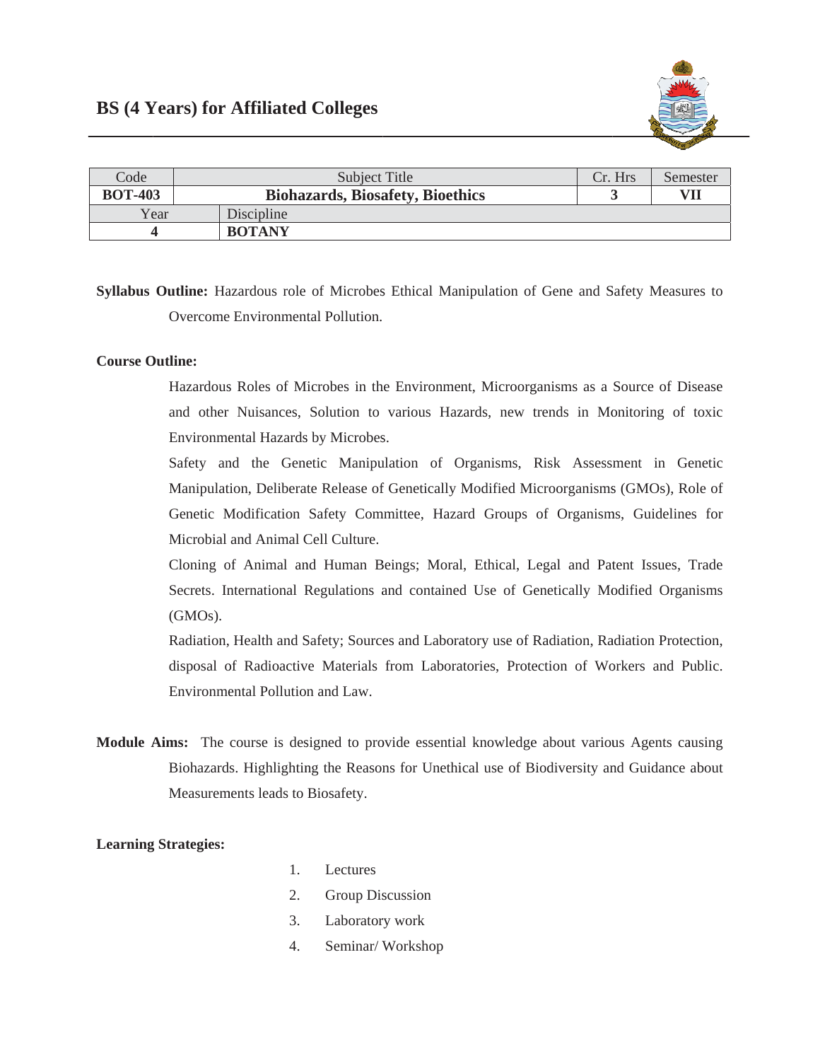# BS (4 Years) for Affiliated Colleges

| Code | Subject Title | Cr. Hrs | Semester |
|---|---|---|---|
| **BOT-403** | **Biohazards, Biosafety, Bioethics** | **3** | **VII** |
| Year | Discipline | | |
| **4** | **BOTANY** | | |

**Syllabus Outline:** Hazardous role of Microbes Ethical Manipulation of Gene and Safety Measures to Overcome Environmental Pollution.

**Course Outline:**

Hazardous Roles of Microbes in the Environment, Microorganisms as a Source of Disease and other Nuisances, Solution to various Hazards, new trends in Monitoring of toxic Environmental Hazards by Microbes.

Safety and the Genetic Manipulation of Organisms, Risk Assessment in Genetic Manipulation, Deliberate Release of Genetically Modified Microorganisms (GMOs), Role of Genetic Modification Safety Committee, Hazard Groups of Organisms, Guidelines for Microbial and Animal Cell Culture.

Cloning of Animal and Human Beings; Moral, Ethical, Legal and Patent Issues, Trade Secrets. International Regulations and contained Use of Genetically Modified Organisms (GMOs).

Radiation, Health and Safety; Sources and Laboratory use of Radiation, Radiation Protection, disposal of Radioactive Materials from Laboratories, Protection of Workers and Public. Environmental Pollution and Law.

**Module Aims:** The course is designed to provide essential knowledge about various Agents causing Biohazards. Highlighting the Reasons for Unethical use of Biodiversity and Guidance about Measurements leads to Biosafety.

**Learning Strategies:**

1. Lectures
2. Group Discussion
3. Laboratory work
4. Seminar/ Workshop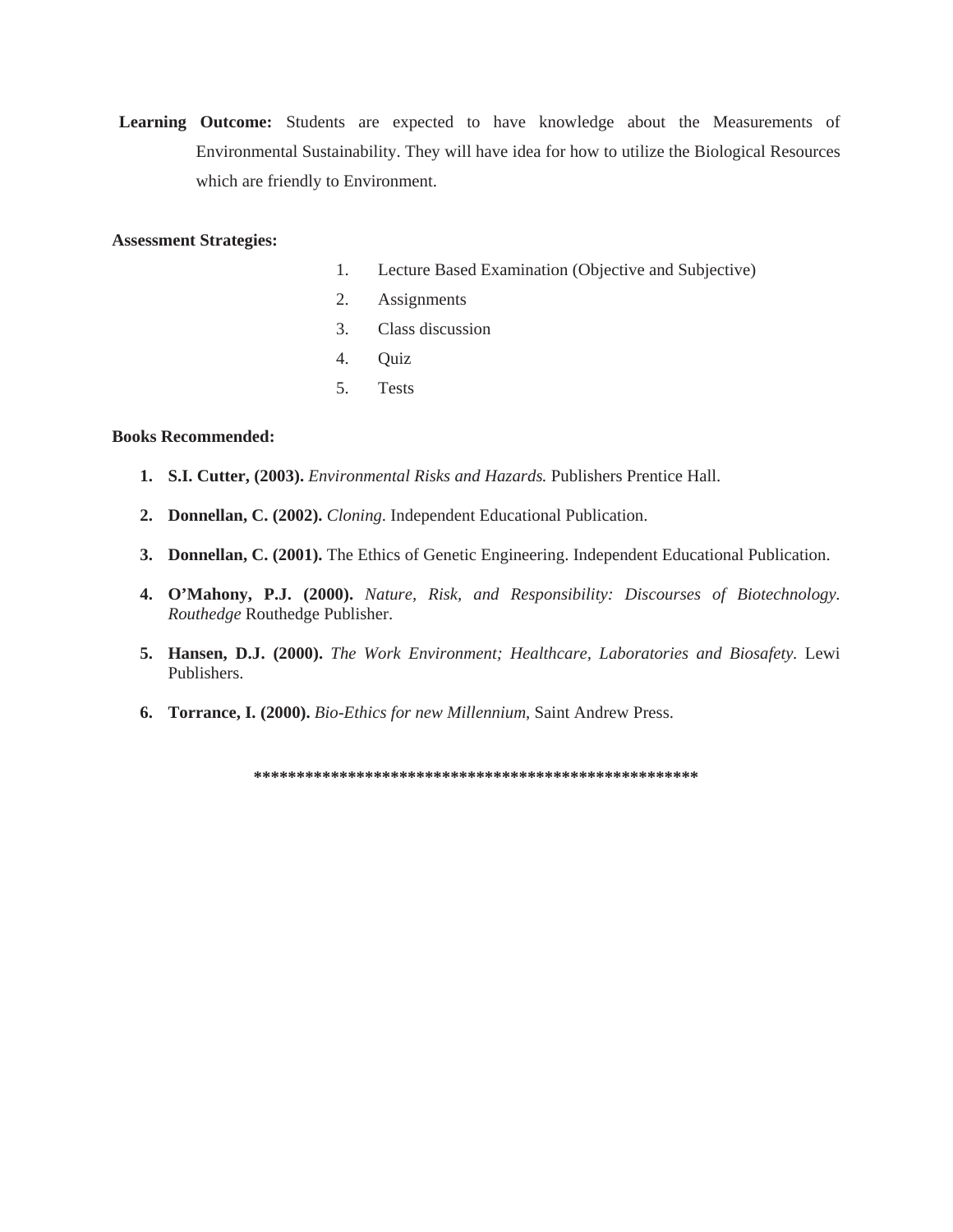**Learning Outcome:** Students are expected to have knowledge about the Measurements of Environmental Sustainability. They will have idea for how to utilize the Biological Resources which are friendly to Environment.

**Assessment Strategies:**

1. Lecture Based Examination (Objective and Subjective)
2. Assignments
3. Class discussion
4. Quiz
5. Tests

**Books Recommended:**

1. **S.I. Cutter, (2003).** *Environmental Risks and Hazards.* Publishers Prentice Hall.
2. **Donnellan, C. (2002).** *Cloning*. Independent Educational Publication.
3. **Donnellan, C. (2001).** The Ethics of Genetic Engineering. Independent Educational Publication.
4. **O'Mahony, P.J. (2000).** *Nature, Risk, and Responsibility: Discourses of Biotechnology. Routhedge* Routhedge Publisher.
5. **Hansen, D.J. (2000).** *The Work Environment; Healthcare, Laboratories and Biosafety*. Lewi Publishers.
6. **Torrance, I. (2000).** *Bio-Ethics for new Millennium*, Saint Andrew Press.

****************************************************